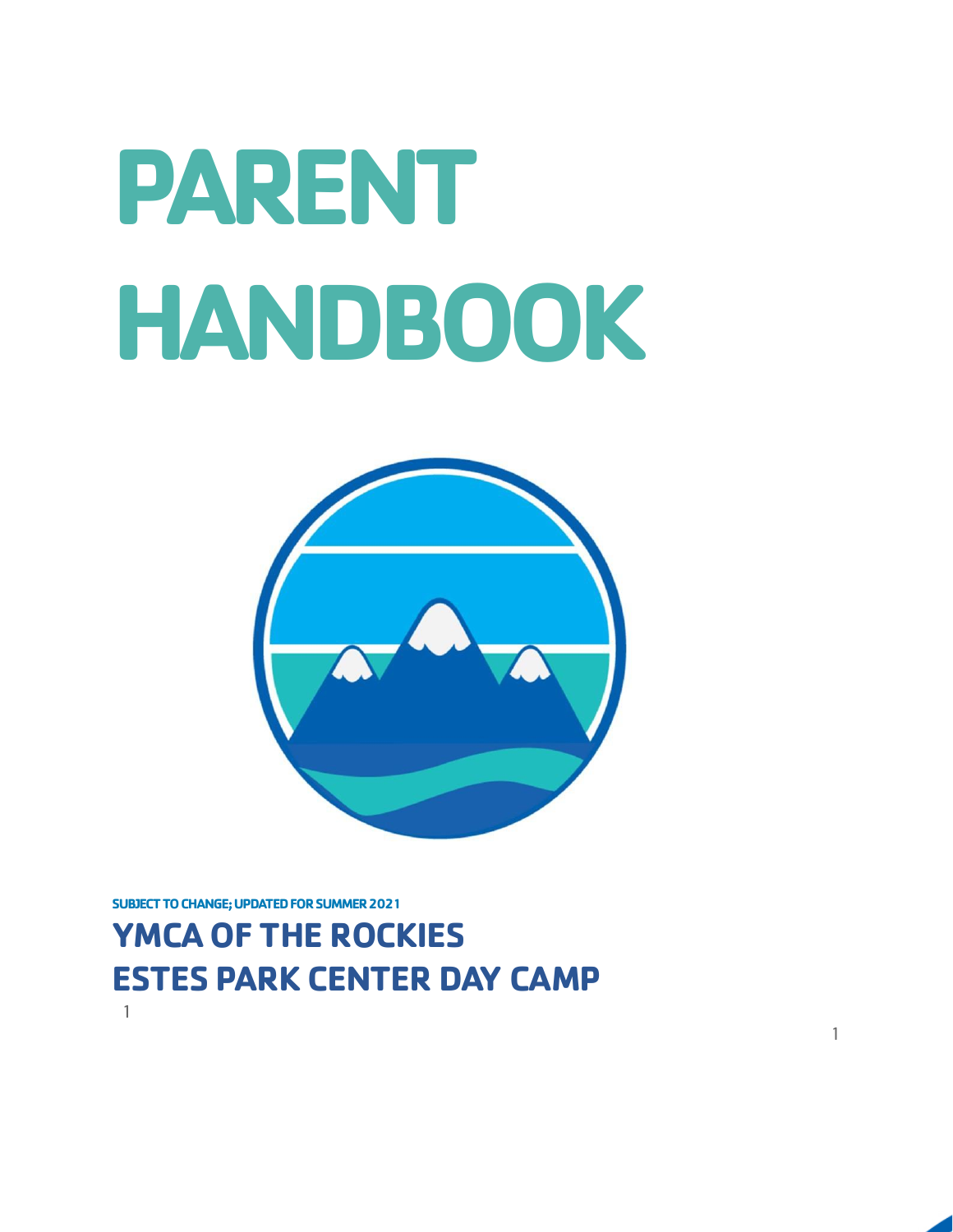# PARENT HANDBOOK

**SUBJECT TO CHANGE; UPDATED FOR SUMMER 2021**

## YMCA OF THE ROCKIES
## ESTES PARK CENTER DAY CAMP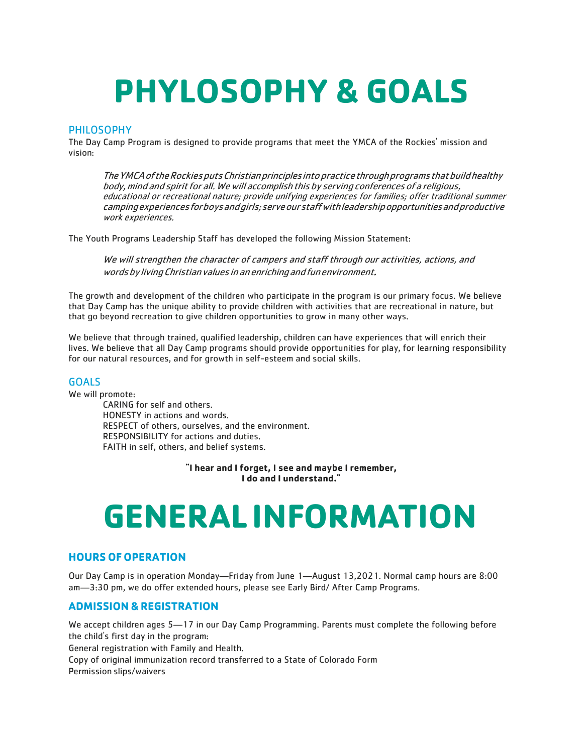# PHYLOSOPHY & GOALS

## PHILOSOPHY

The Day Camp Program is designed to provide programs that meet the YMCA of the Rockies' mission and vision:

> *The YMCA of the Rockies puts Christian principles into practice through programs that build healthy body, mind and spirit for all. We will accomplish this by serving conferences of a religious, educational or recreational nature; provide unifying experiences for families; offer traditional summer camping experiences for boys and girls; serve our staff with leadership opportunities and productive work experiences.*

The Youth Programs Leadership Staff has developed the following Mission Statement:

> *We will strengthen the character of campers and staff through our activities, actions, and words by living Christian values in an enriching and fun environment.*

The growth and development of the children who participate in the program is our primary focus. We believe that Day Camp has the unique ability to provide children with activities that are recreational in nature, but that go beyond recreation to give children opportunities to grow in many other ways.

We believe that through trained, qualified leadership, children can have experiences that will enrich their lives. We believe that all Day Camp programs should provide opportunities for play, for learning responsibility for our natural resources, and for growth in self-esteem and social skills.

## GOALS

We will promote:

- CARING for self and others.
- HONESTY in actions and words.
- RESPECT of others, ourselves, and the environment.
- RESPONSIBILITY for actions and duties.
- FAITH in self, others, and belief systems.

**"I hear and I forget, I see and maybe I remember, I do and I understand."**

# GENERAL INFORMATION

### HOURS OF OPERATION

Our Day Camp is in operation Monday—Friday from June 1—August 13,2021. Normal camp hours are 8:00 am—3:30 pm, we do offer extended hours, please see Early Bird/ After Camp Programs.

### ADMISSION & REGISTRATION

We accept children ages 5—17 in our Day Camp Programming. Parents must complete the following before the child's first day in the program:

General registration with Family and Health.

Copy of original immunization record transferred to a State of Colorado Form

Permission slips/waivers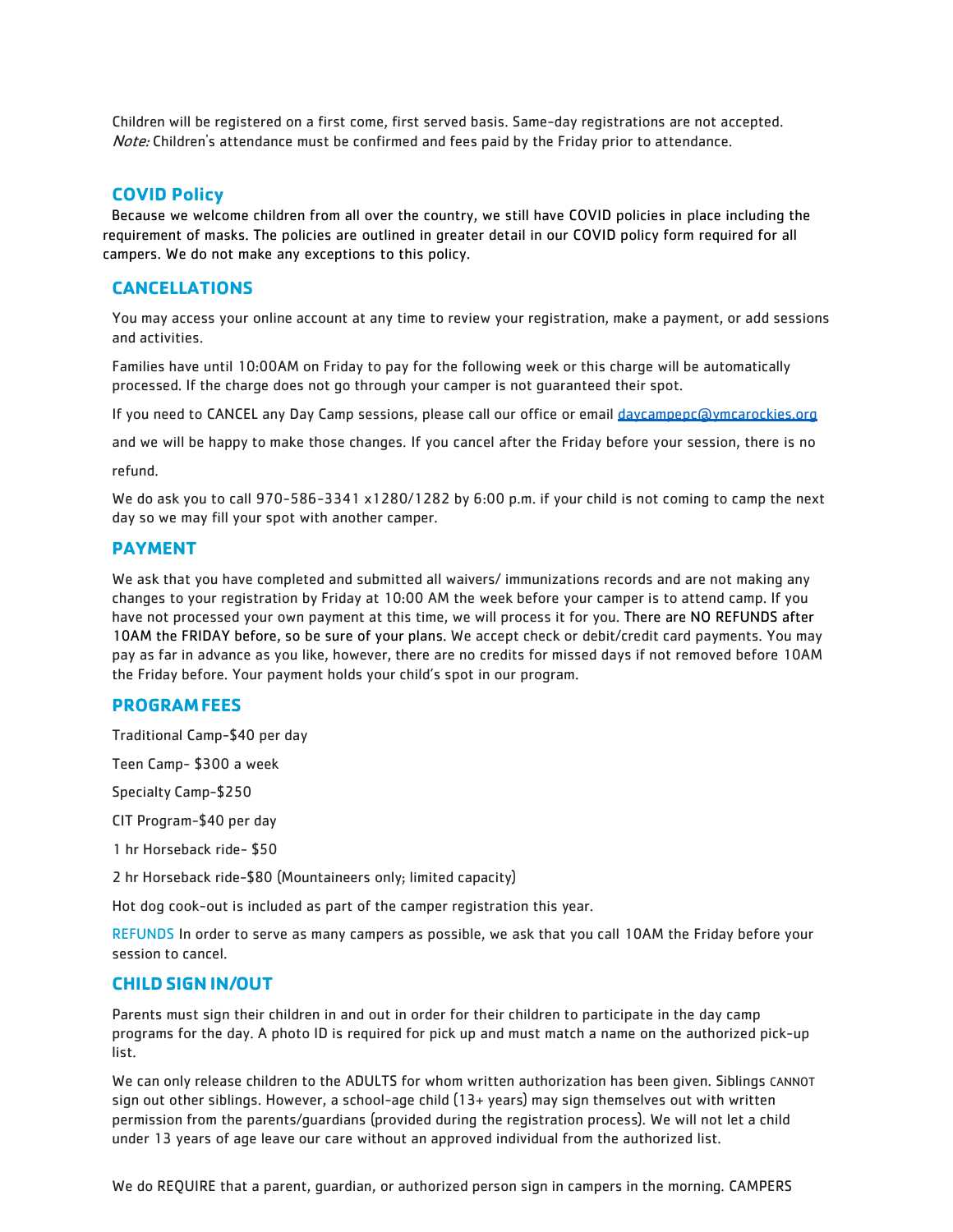Children will be registered on a first come, first served basis. Same-day registrations are not accepted. *Note:* Children's attendance must be confirmed and fees paid by the Friday prior to attendance.

## COVID Policy

Because we welcome children from all over the country, we still have COVID policies in place including the requirement of masks. The policies are outlined in greater detail in our COVID policy form required for all campers. We do not make any exceptions to this policy.

## CANCELLATIONS

You may access your online account at any time to review your registration, make a payment, or add sessions and activities.

Families have until 10:00AM on Friday to pay for the following week or this charge will be automatically processed. If the charge does not go through your camper is not guaranteed their spot.

If you need to CANCEL any Day Camp sessions, please call our office or email daycampepc@ymcarockies.org

and we will be happy to make those changes. If you cancel after the Friday before your session, there is no

refund.

We do ask you to call 970-586-3341 x1280/1282 by 6:00 p.m. if your child is not coming to camp the next day so we may fill your spot with another camper.

## PAYMENT

We ask that you have completed and submitted all waivers/ immunizations records and are not making any changes to your registration by Friday at 10:00 AM the week before your camper is to attend camp. If you have not processed your own payment at this time, we will process it for you. There are NO REFUNDS after 10AM the FRIDAY before, so be sure of your plans. We accept check or debit/credit card payments. You may pay as far in advance as you like, however, there are no credits for missed days if not removed before 10AM the Friday before. Your payment holds your child's spot in our program.

## PROGRAM FEES

Traditional Camp-$40 per day

Teen Camp- $300 a week

Specialty Camp-$250

CIT Program-$40 per day

1 hr Horseback ride- $50

2 hr Horseback ride-$80 (Mountaineers only; limited capacity)

Hot dog cook-out is included as part of the camper registration this year.

REFUNDS In order to serve as many campers as possible, we ask that you call 10AM the Friday before your session to cancel.

## CHILD SIGN IN/OUT

Parents must sign their children in and out in order for their children to participate in the day camp programs for the day. A photo ID is required for pick up and must match a name on the authorized pick-up list.

We can only release children to the ADULTS for whom written authorization has been given. Siblings CANNOT sign out other siblings. However, a school-age child (13+ years) may sign themselves out with written permission from the parents/guardians (provided during the registration process). We will not let a child under 13 years of age leave our care without an approved individual from the authorized list.

We do REQUIRE that a parent, guardian, or authorized person sign in campers in the morning. CAMPERS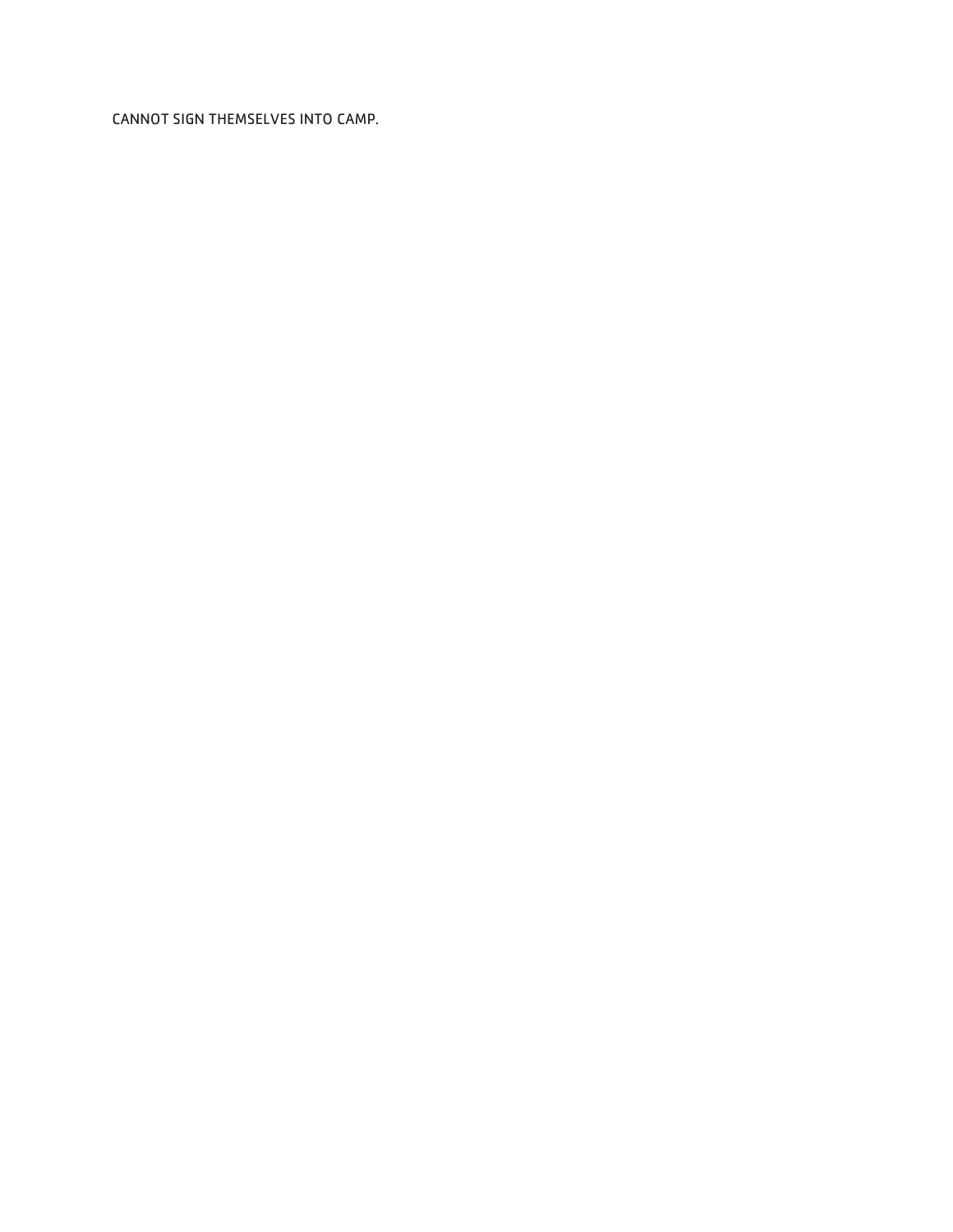CANNOT SIGN THEMSELVES INTO CAMP.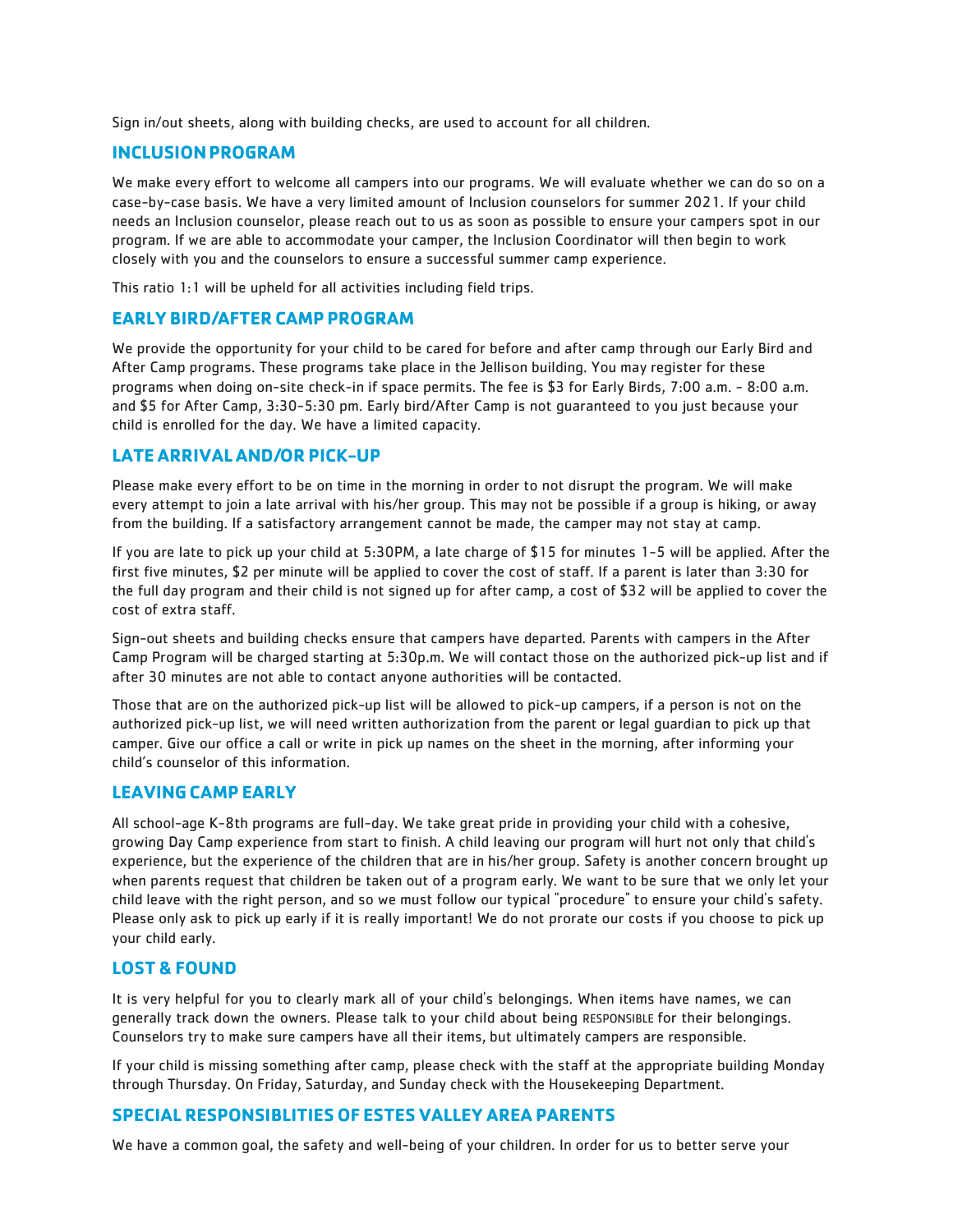Sign in/out sheets, along with building checks, are used to account for all children.

## INCLUSION PROGRAM

We make every effort to welcome all campers into our programs. We will evaluate whether we can do so on a case-by-case basis. We have a very limited amount of Inclusion counselors for summer 2021. If your child needs an Inclusion counselor, please reach out to us as soon as possible to ensure your campers spot in our program. If we are able to accommodate your camper, the Inclusion Coordinator will then begin to work closely with you and the counselors to ensure a successful summer camp experience.

This ratio 1:1 will be upheld for all activities including field trips.

## EARLY BIRD/AFTER CAMP PROGRAM

We provide the opportunity for your child to be cared for before and after camp through our Early Bird and After Camp programs. These programs take place in the Jellison building. You may register for these programs when doing on-site check-in if space permits. The fee is $3 for Early Birds, 7:00 a.m. - 8:00 a.m. and $5 for After Camp, 3:30-5:30 pm. Early bird/After Camp is not guaranteed to you just because your child is enrolled for the day. We have a limited capacity.

## LATE ARRIVAL AND/OR PICK-UP

Please make every effort to be on time in the morning in order to not disrupt the program. We will make every attempt to join a late arrival with his/her group. This may not be possible if a group is hiking, or away from the building. If a satisfactory arrangement cannot be made, the camper may not stay at camp.

If you are late to pick up your child at 5:30PM, a late charge of $15 for minutes 1-5 will be applied. After the first five minutes, $2 per minute will be applied to cover the cost of staff. If a parent is later than 3:30 for the full day program and their child is not signed up for after camp, a cost of $32 will be applied to cover the cost of extra staff.

Sign-out sheets and building checks ensure that campers have departed. Parents with campers in the After Camp Program will be charged starting at 5:30p.m. We will contact those on the authorized pick-up list and if after 30 minutes are not able to contact anyone authorities will be contacted.

Those that are on the authorized pick-up list will be allowed to pick-up campers, if a person is not on the authorized pick-up list, we will need written authorization from the parent or legal guardian to pick up that camper. Give our office a call or write in pick up names on the sheet in the morning, after informing your child's counselor of this information.

## LEAVING CAMP EARLY

All school-age K-8th programs are full-day. We take great pride in providing your child with a cohesive, growing Day Camp experience from start to finish. A child leaving our program will hurt not only that child's experience, but the experience of the children that are in his/her group. Safety is another concern brought up when parents request that children be taken out of a program early. We want to be sure that we only let your child leave with the right person, and so we must follow our typical "procedure" to ensure your child's safety. Please only ask to pick up early if it is really important! We do not prorate our costs if you choose to pick up your child early.

## LOST & FOUND

It is very helpful for you to clearly mark all of your child's belongings. When items have names, we can generally track down the owners. Please talk to your child about being RESPONSIBLE for their belongings. Counselors try to make sure campers have all their items, but ultimately campers are responsible.

If your child is missing something after camp, please check with the staff at the appropriate building Monday through Thursday. On Friday, Saturday, and Sunday check with the Housekeeping Department.

## SPECIAL RESPONSIBLITIES OF ESTES VALLEY AREA PARENTS

We have a common goal, the safety and well-being of your children. In order for us to better serve your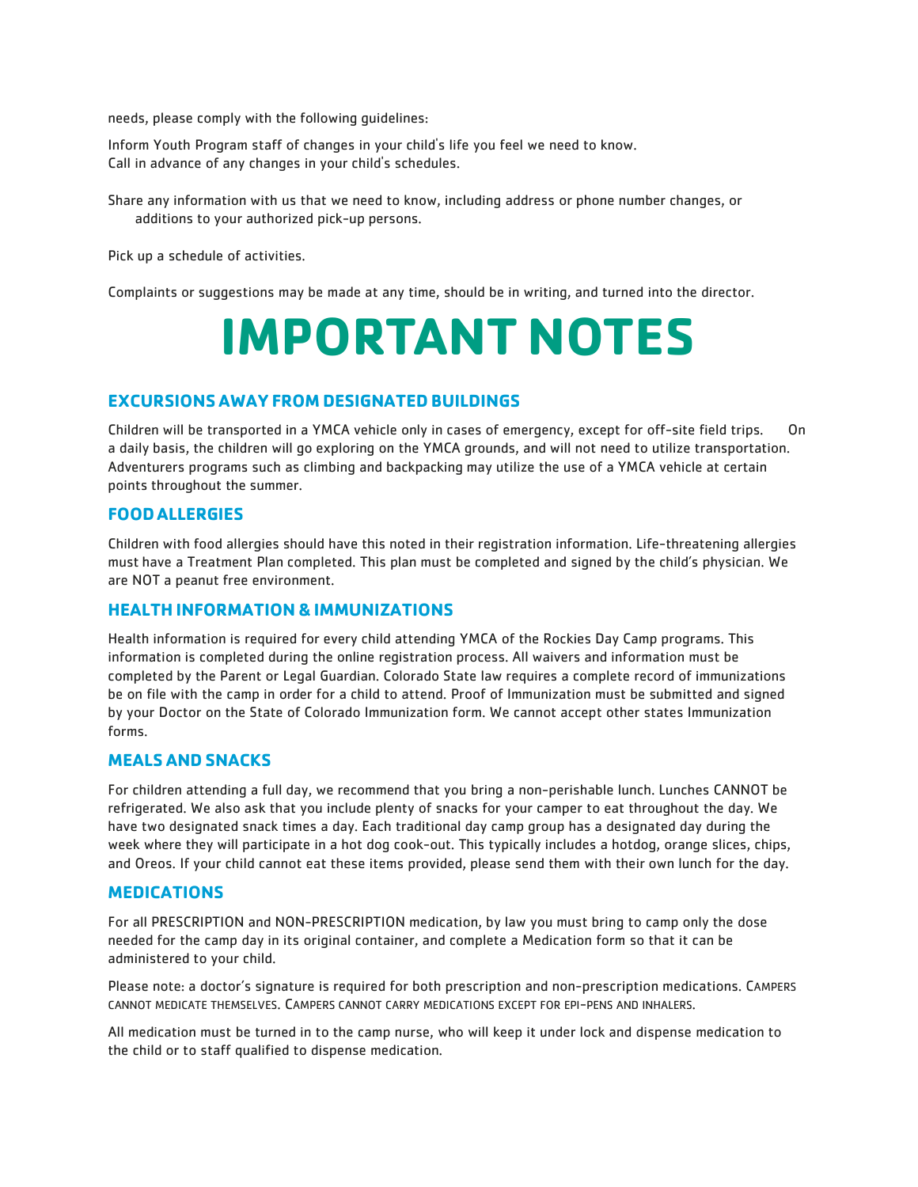needs, please comply with the following guidelines:

Inform Youth Program staff of changes in your child's life you feel we need to know.
Call in advance of any changes in your child's schedules.

Share any information with us that we need to know, including address or phone number changes, or additions to your authorized pick-up persons.

Pick up a schedule of activities.

Complaints or suggestions may be made at any time, should be in writing, and turned into the director.

# IMPORTANT NOTES

### EXCURSIONS AWAY FROM DESIGNATED BUILDINGS

Children will be transported in a YMCA vehicle only in cases of emergency, except for off-site field trips. On a daily basis, the children will go exploring on the YMCA grounds, and will not need to utilize transportation. Adventurers programs such as climbing and backpacking may utilize the use of a YMCA vehicle at certain points throughout the summer.

### FOOD ALLERGIES

Children with food allergies should have this noted in their registration information. Life-threatening allergies must have a Treatment Plan completed. This plan must be completed and signed by the child's physician. We are NOT a peanut free environment.

### HEALTH INFORMATION & IMMUNIZATIONS

Health information is required for every child attending YMCA of the Rockies Day Camp programs. This information is completed during the online registration process. All waivers and information must be completed by the Parent or Legal Guardian. Colorado State law requires a complete record of immunizations be on file with the camp in order for a child to attend. Proof of Immunization must be submitted and signed by your Doctor on the State of Colorado Immunization form. We cannot accept other states Immunization forms.

### MEALS AND SNACKS

For children attending a full day, we recommend that you bring a non-perishable lunch. Lunches CANNOT be refrigerated. We also ask that you include plenty of snacks for your camper to eat throughout the day. We have two designated snack times a day. Each traditional day camp group has a designated day during the week where they will participate in a hot dog cook-out. This typically includes a hotdog, orange slices, chips, and Oreos. If your child cannot eat these items provided, please send them with their own lunch for the day.

### MEDICATIONS

For all PRESCRIPTION and NON-PRESCRIPTION medication, by law you must bring to camp only the dose needed for the camp day in its original container, and complete a Medication form so that it can be administered to your child.

Please note: a doctor's signature is required for both prescription and non-prescription medications. CAMPERS CANNOT MEDICATE THEMSELVES. CAMPERS CANNOT CARRY MEDICATIONS EXCEPT FOR EPI-PENS AND INHALERS.

All medication must be turned in to the camp nurse, who will keep it under lock and dispense medication to the child or to staff qualified to dispense medication.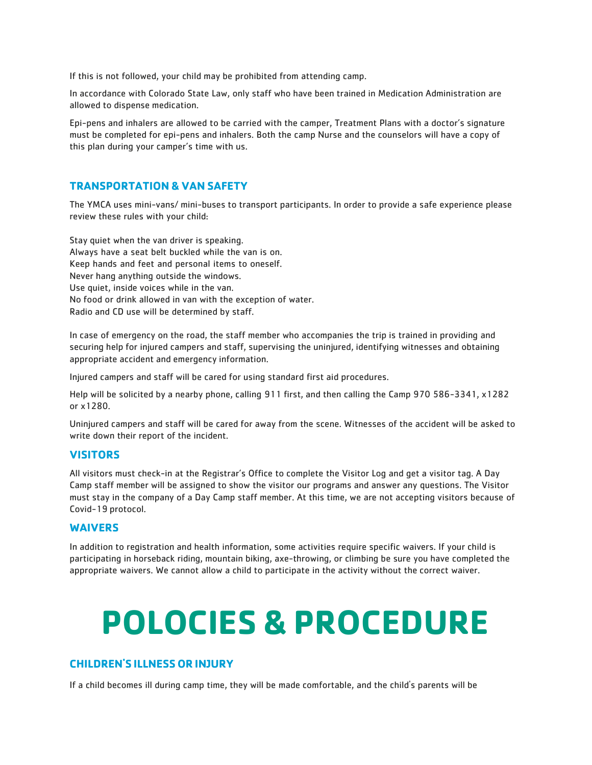If this is not followed, your child may be prohibited from attending camp.

In accordance with Colorado State Law, only staff who have been trained in Medication Administration are allowed to dispense medication.

Epi-pens and inhalers are allowed to be carried with the camper, Treatment Plans with a doctor's signature must be completed for epi-pens and inhalers. Both the camp Nurse and the counselors will have a copy of this plan during your camper's time with us.

### TRANSPORTATION & VAN SAFETY

The YMCA uses mini-vans/ mini-buses to transport participants. In order to provide a safe experience please review these rules with your child:

Stay quiet when the van driver is speaking.
Always have a seat belt buckled while the van is on.
Keep hands and feet and personal items to oneself.
Never hang anything outside the windows.
Use quiet, inside voices while in the van.
No food or drink allowed in van with the exception of water.
Radio and CD use will be determined by staff.

In case of emergency on the road, the staff member who accompanies the trip is trained in providing and securing help for injured campers and staff, supervising the uninjured, identifying witnesses and obtaining appropriate accident and emergency information.

Injured campers and staff will be cared for using standard first aid procedures.

Help will be solicited by a nearby phone, calling 911 first, and then calling the Camp 970 586-3341, x1282 or x1280.

Uninjured campers and staff will be cared for away from the scene. Witnesses of the accident will be asked to write down their report of the incident.

### VISITORS

All visitors must check-in at the Registrar's Office to complete the Visitor Log and get a visitor tag. A Day Camp staff member will be assigned to show the visitor our programs and answer any questions. The Visitor must stay in the company of a Day Camp staff member. At this time, we are not accepting visitors because of Covid-19 protocol.

### WAIVERS

In addition to registration and health information, some activities require specific waivers. If your child is participating in horseback riding, mountain biking, axe-throwing, or climbing be sure you have completed the appropriate waivers. We cannot allow a child to participate in the activity without the correct waiver.

# POLOCIES & PROCEDURE

### CHILDREN'S ILLNESS OR INJURY

If a child becomes ill during camp time, they will be made comfortable, and the child's parents will be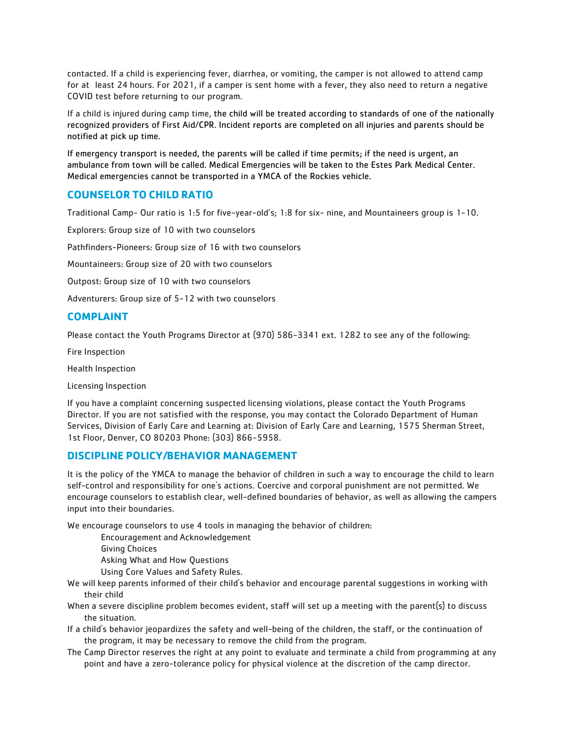contacted. If a child is experiencing fever, diarrhea, or vomiting, the camper is not allowed to attend camp for at least 24 hours. For 2021, if a camper is sent home with a fever, they also need to return a negative COVID test before returning to our program.

If a child is injured during camp time, the child will be treated according to standards of one of the nationally recognized providers of First Aid/CPR. Incident reports are completed on all injuries and parents should be notified at pick up time.

If emergency transport is needed, the parents will be called if time permits; if the need is urgent, an ambulance from town will be called. Medical Emergencies will be taken to the Estes Park Medical Center. Medical emergencies cannot be transported in a YMCA of the Rockies vehicle.

## COUNSELOR TO CHILD RATIO

Traditional Camp- Our ratio is 1:5 for five-year-old's; 1:8 for six- nine, and Mountaineers group is 1-10.

Explorers: Group size of 10 with two counselors

Pathfinders-Pioneers: Group size of 16 with two counselors

Mountaineers: Group size of 20 with two counselors

Outpost: Group size of 10 with two counselors

Adventurers: Group size of 5-12 with two counselors

## COMPLAINT

Please contact the Youth Programs Director at (970) 586-3341 ext. 1282 to see any of the following:

Fire Inspection

Health Inspection

Licensing Inspection

If you have a complaint concerning suspected licensing violations, please contact the Youth Programs Director. If you are not satisfied with the response, you may contact the Colorado Department of Human Services, Division of Early Care and Learning at: Division of Early Care and Learning, 1575 Sherman Street, 1st Floor, Denver, CO 80203 Phone: (303) 866-5958.

## DISCIPLINE POLICY/BEHAVIOR MANAGEMENT

It is the policy of the YMCA to manage the behavior of children in such a way to encourage the child to learn self-control and responsibility for one's actions. Coercive and corporal punishment are not permitted. We encourage counselors to establish clear, well-defined boundaries of behavior, as well as allowing the campers input into their boundaries.

We encourage counselors to use 4 tools in managing the behavior of children:

- Encouragement and Acknowledgement
- Giving Choices
- Asking What and How Questions
- Using Core Values and Safety Rules.

We will keep parents informed of their child's behavior and encourage parental suggestions in working with their child

When a severe discipline problem becomes evident, staff will set up a meeting with the parent(s) to discuss the situation.

If a child's behavior jeopardizes the safety and well-being of the children, the staff, or the continuation of the program, it may be necessary to remove the child from the program.

The Camp Director reserves the right at any point to evaluate and terminate a child from programming at any point and have a zero-tolerance policy for physical violence at the discretion of the camp director.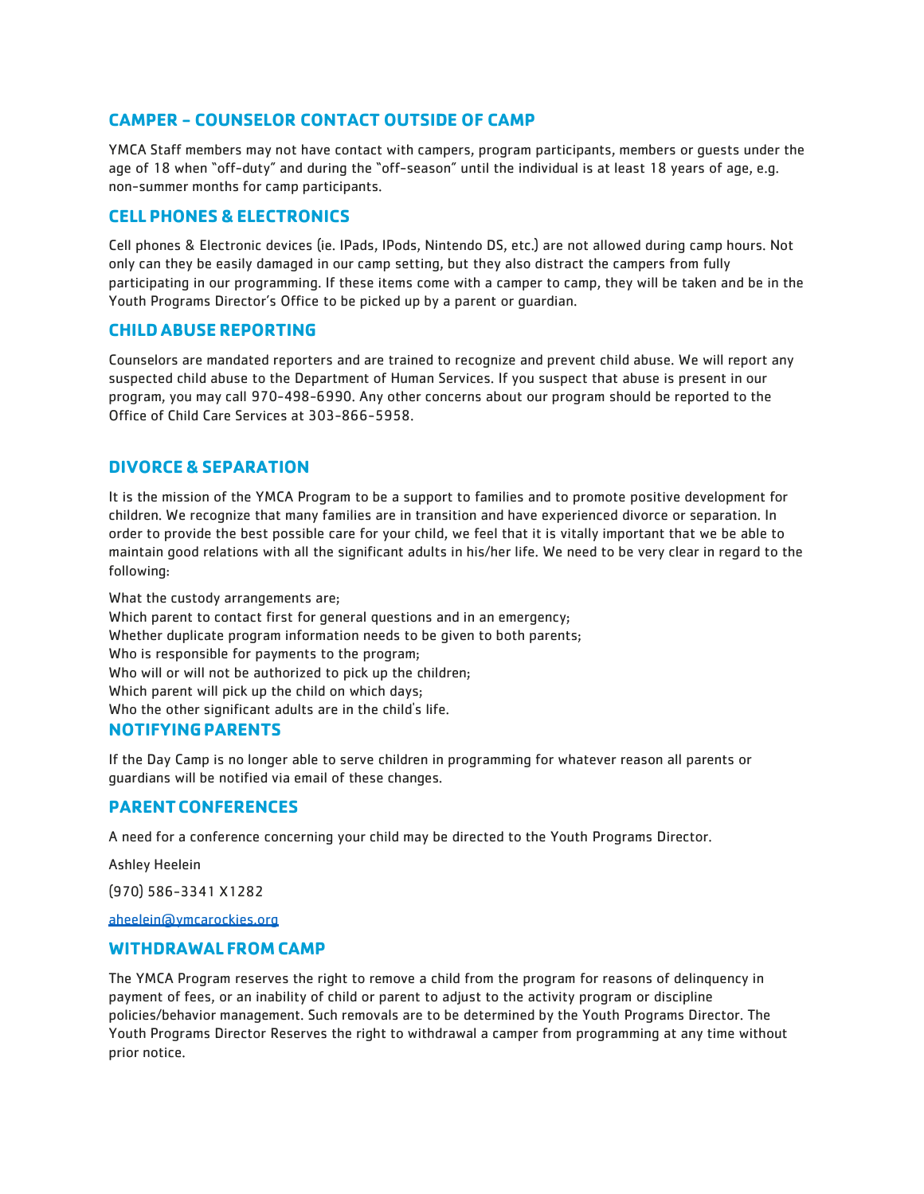## CAMPER - COUNSELOR CONTACT OUTSIDE OF CAMP

YMCA Staff members may not have contact with campers, program participants, members or guests under the age of 18 when "off-duty" and during the "off-season" until the individual is at least 18 years of age, e.g. non-summer months for camp participants.

## CELL PHONES & ELECTRONICS

Cell phones & Electronic devices (ie. IPads, IPods, Nintendo DS, etc.) are not allowed during camp hours. Not only can they be easily damaged in our camp setting, but they also distract the campers from fully participating in our programming. If these items come with a camper to camp, they will be taken and be in the Youth Programs Director's Office to be picked up by a parent or guardian.

## CHILD ABUSE REPORTING

Counselors are mandated reporters and are trained to recognize and prevent child abuse. We will report any suspected child abuse to the Department of Human Services. If you suspect that abuse is present in our program, you may call 970-498-6990. Any other concerns about our program should be reported to the Office of Child Care Services at 303-866-5958.

## DIVORCE & SEPARATION

It is the mission of the YMCA Program to be a support to families and to promote positive development for children. We recognize that many families are in transition and have experienced divorce or separation. In order to provide the best possible care for your child, we feel that it is vitally important that we be able to maintain good relations with all the significant adults in his/her life. We need to be very clear in regard to the following:

What the custody arrangements are;
Which parent to contact first for general questions and in an emergency;
Whether duplicate program information needs to be given to both parents;
Who is responsible for payments to the program;
Who will or will not be authorized to pick up the children;
Which parent will pick up the child on which days;
Who the other significant adults are in the child's life.

## NOTIFYING PARENTS

If the Day Camp is no longer able to serve children in programming for whatever reason all parents or guardians will be notified via email of these changes.

## PARENT CONFERENCES

A need for a conference concerning your child may be directed to the Youth Programs Director.

Ashley Heelein

(970) 586-3341 X1282

aheelein@ymcarockies.org

## WITHDRAWAL FROM CAMP

The YMCA Program reserves the right to remove a child from the program for reasons of delinquency in payment of fees, or an inability of child or parent to adjust to the activity program or discipline policies/behavior management. Such removals are to be determined by the Youth Programs Director. The Youth Programs Director Reserves the right to withdrawal a camper from programming at any time without prior notice.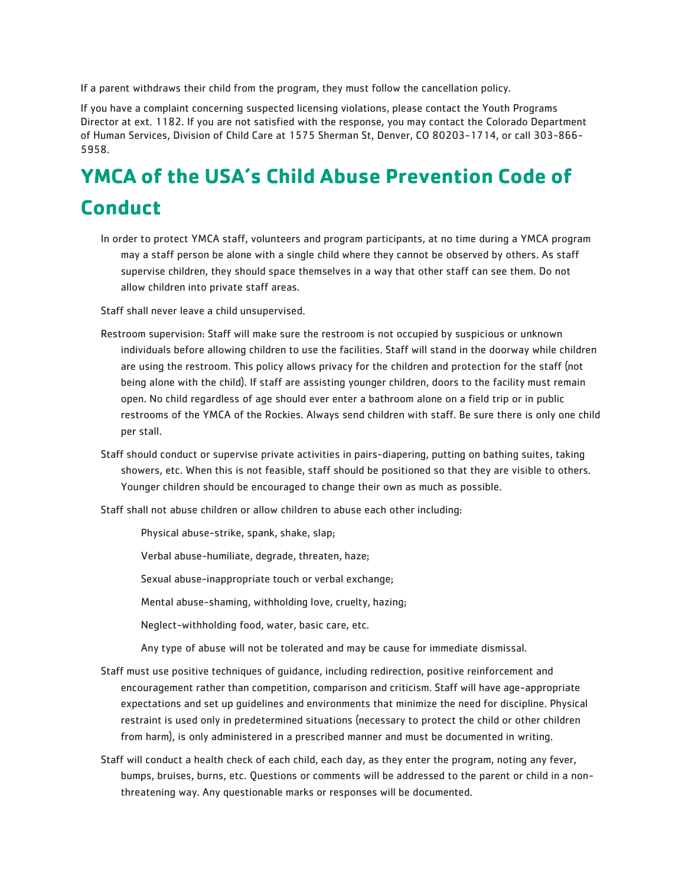If a parent withdraws their child from the program, they must follow the cancellation policy.

If you have a complaint concerning suspected licensing violations, please contact the Youth Programs Director at ext. 1182. If you are not satisfied with the response, you may contact the Colorado Department of Human Services, Division of Child Care at 1575 Sherman St, Denver, CO 80203-1714, or call 303-866-5958.

## YMCA of the USA's Child Abuse Prevention Code of Conduct

In order to protect YMCA staff, volunteers and program participants, at no time during a YMCA program may a staff person be alone with a single child where they cannot be observed by others. As staff supervise children, they should space themselves in a way that other staff can see them. Do not allow children into private staff areas.

Staff shall never leave a child unsupervised.

Restroom supervision: Staff will make sure the restroom is not occupied by suspicious or unknown individuals before allowing children to use the facilities. Staff will stand in the doorway while children are using the restroom. This policy allows privacy for the children and protection for the staff (not being alone with the child). If staff are assisting younger children, doors to the facility must remain open. No child regardless of age should ever enter a bathroom alone on a field trip or in public restrooms of the YMCA of the Rockies. Always send children with staff. Be sure there is only one child per stall.

Staff should conduct or supervise private activities in pairs-diapering, putting on bathing suites, taking showers, etc. When this is not feasible, staff should be positioned so that they are visible to others. Younger children should be encouraged to change their own as much as possible.

Staff shall not abuse children or allow children to abuse each other including:

Physical abuse-strike, spank, shake, slap;

Verbal abuse-humiliate, degrade, threaten, haze;

Sexual abuse-inappropriate touch or verbal exchange;

Mental abuse-shaming, withholding love, cruelty, hazing;

Neglect-withholding food, water, basic care, etc.

Any type of abuse will not be tolerated and may be cause for immediate dismissal.

Staff must use positive techniques of guidance, including redirection, positive reinforcement and encouragement rather than competition, comparison and criticism. Staff will have age-appropriate expectations and set up guidelines and environments that minimize the need for discipline. Physical restraint is used only in predetermined situations (necessary to protect the child or other children from harm), is only administered in a prescribed manner and must be documented in writing.

Staff will conduct a health check of each child, each day, as they enter the program, noting any fever, bumps, bruises, burns, etc. Questions or comments will be addressed to the parent or child in a non-threatening way. Any questionable marks or responses will be documented.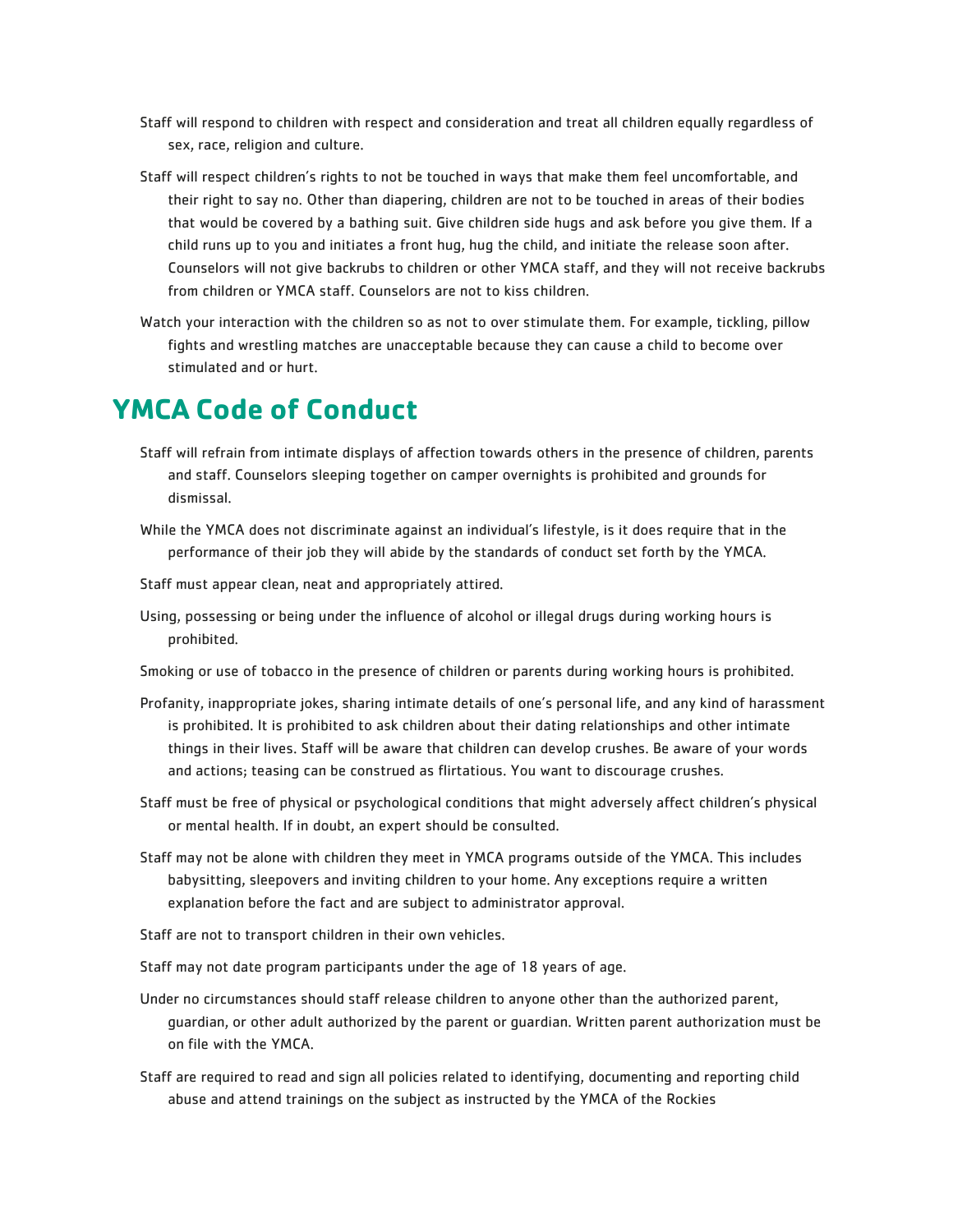Staff will respond to children with respect and consideration and treat all children equally regardless of sex, race, religion and culture.

Staff will respect children's rights to not be touched in ways that make them feel uncomfortable, and their right to say no. Other than diapering, children are not to be touched in areas of their bodies that would be covered by a bathing suit. Give children side hugs and ask before you give them. If a child runs up to you and initiates a front hug, hug the child, and initiate the release soon after. Counselors will not give backrubs to children or other YMCA staff, and they will not receive backrubs from children or YMCA staff. Counselors are not to kiss children.

Watch your interaction with the children so as not to over stimulate them. For example, tickling, pillow fights and wrestling matches are unacceptable because they can cause a child to become over stimulated and or hurt.

## YMCA Code of Conduct

Staff will refrain from intimate displays of affection towards others in the presence of children, parents and staff. Counselors sleeping together on camper overnights is prohibited and grounds for dismissal.

While the YMCA does not discriminate against an individual's lifestyle, is it does require that in the performance of their job they will abide by the standards of conduct set forth by the YMCA.

Staff must appear clean, neat and appropriately attired.

Using, possessing or being under the influence of alcohol or illegal drugs during working hours is prohibited.

Smoking or use of tobacco in the presence of children or parents during working hours is prohibited.

Profanity, inappropriate jokes, sharing intimate details of one's personal life, and any kind of harassment is prohibited. It is prohibited to ask children about their dating relationships and other intimate things in their lives. Staff will be aware that children can develop crushes. Be aware of your words and actions; teasing can be construed as flirtatious. You want to discourage crushes.

Staff must be free of physical or psychological conditions that might adversely affect children's physical or mental health. If in doubt, an expert should be consulted.

Staff may not be alone with children they meet in YMCA programs outside of the YMCA. This includes babysitting, sleepovers and inviting children to your home. Any exceptions require a written explanation before the fact and are subject to administrator approval.

Staff are not to transport children in their own vehicles.

Staff may not date program participants under the age of 18 years of age.

Under no circumstances should staff release children to anyone other than the authorized parent, guardian, or other adult authorized by the parent or guardian. Written parent authorization must be on file with the YMCA.

Staff are required to read and sign all policies related to identifying, documenting and reporting child abuse and attend trainings on the subject as instructed by the YMCA of the Rockies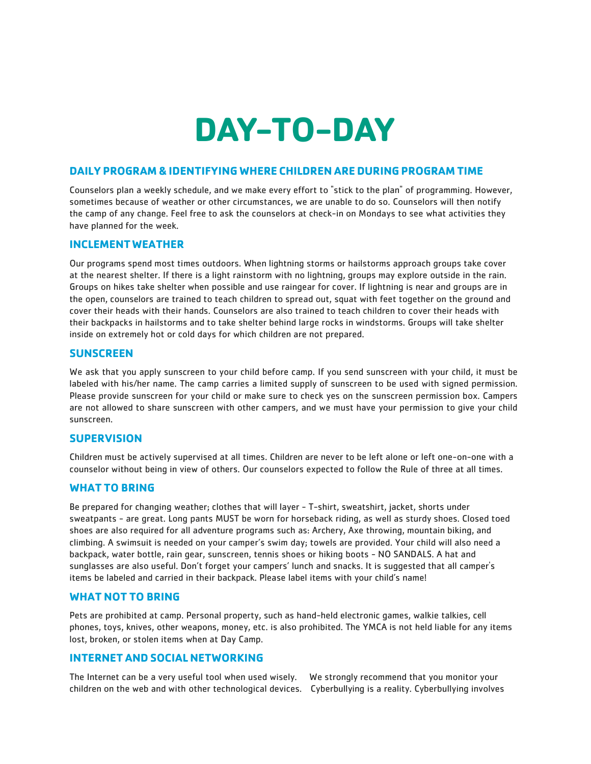# DAY-TO-DAY

## DAILY PROGRAM & IDENTIFYING WHERE CHILDREN ARE DURING PROGRAM TIME

Counselors plan a weekly schedule, and we make every effort to "stick to the plan" of programming. However, sometimes because of weather or other circumstances, we are unable to do so. Counselors will then notify the camp of any change. Feel free to ask the counselors at check-in on Mondays to see what activities they have planned for the week.

## INCLEMENT WEATHER

Our programs spend most times outdoors. When lightning storms or hailstorms approach groups take cover at the nearest shelter. If there is a light rainstorm with no lightning, groups may explore outside in the rain. Groups on hikes take shelter when possible and use raingear for cover. If lightning is near and groups are in the open, counselors are trained to teach children to spread out, squat with feet together on the ground and cover their heads with their hands. Counselors are also trained to teach children to cover their heads with their backpacks in hailstorms and to take shelter behind large rocks in windstorms. Groups will take shelter inside on extremely hot or cold days for which children are not prepared.

## SUNSCREEN

We ask that you apply sunscreen to your child before camp. If you send sunscreen with your child, it must be labeled with his/her name. The camp carries a limited supply of sunscreen to be used with signed permission. Please provide sunscreen for your child or make sure to check yes on the sunscreen permission box. Campers are not allowed to share sunscreen with other campers, and we must have your permission to give your child sunscreen.

## SUPERVISION

Children must be actively supervised at all times. Children are never to be left alone or left one-on-one with a counselor without being in view of others. Our counselors expected to follow the Rule of three at all times.

## WHAT TO BRING

Be prepared for changing weather; clothes that will layer - T-shirt, sweatshirt, jacket, shorts under sweatpants - are great. Long pants MUST be worn for horseback riding, as well as sturdy shoes. Closed toed shoes are also required for all adventure programs such as: Archery, Axe throwing, mountain biking, and climbing. A swimsuit is needed on your camper's swim day; towels are provided. Your child will also need a backpack, water bottle, rain gear, sunscreen, tennis shoes or hiking boots - NO SANDALS. A hat and sunglasses are also useful. Don't forget your campers' lunch and snacks. It is suggested that all camper's items be labeled and carried in their backpack. Please label items with your child's name!

## WHAT NOT TO BRING

Pets are prohibited at camp. Personal property, such as hand-held electronic games, walkie talkies, cell phones, toys, knives, other weapons, money, etc. is also prohibited. The YMCA is not held liable for any items lost, broken, or stolen items when at Day Camp.

## INTERNET AND SOCIAL NETWORKING

The Internet can be a very useful tool when used wisely. We strongly recommend that you monitor your children on the web and with other technological devices. Cyberbullying is a reality. Cyberbullying involves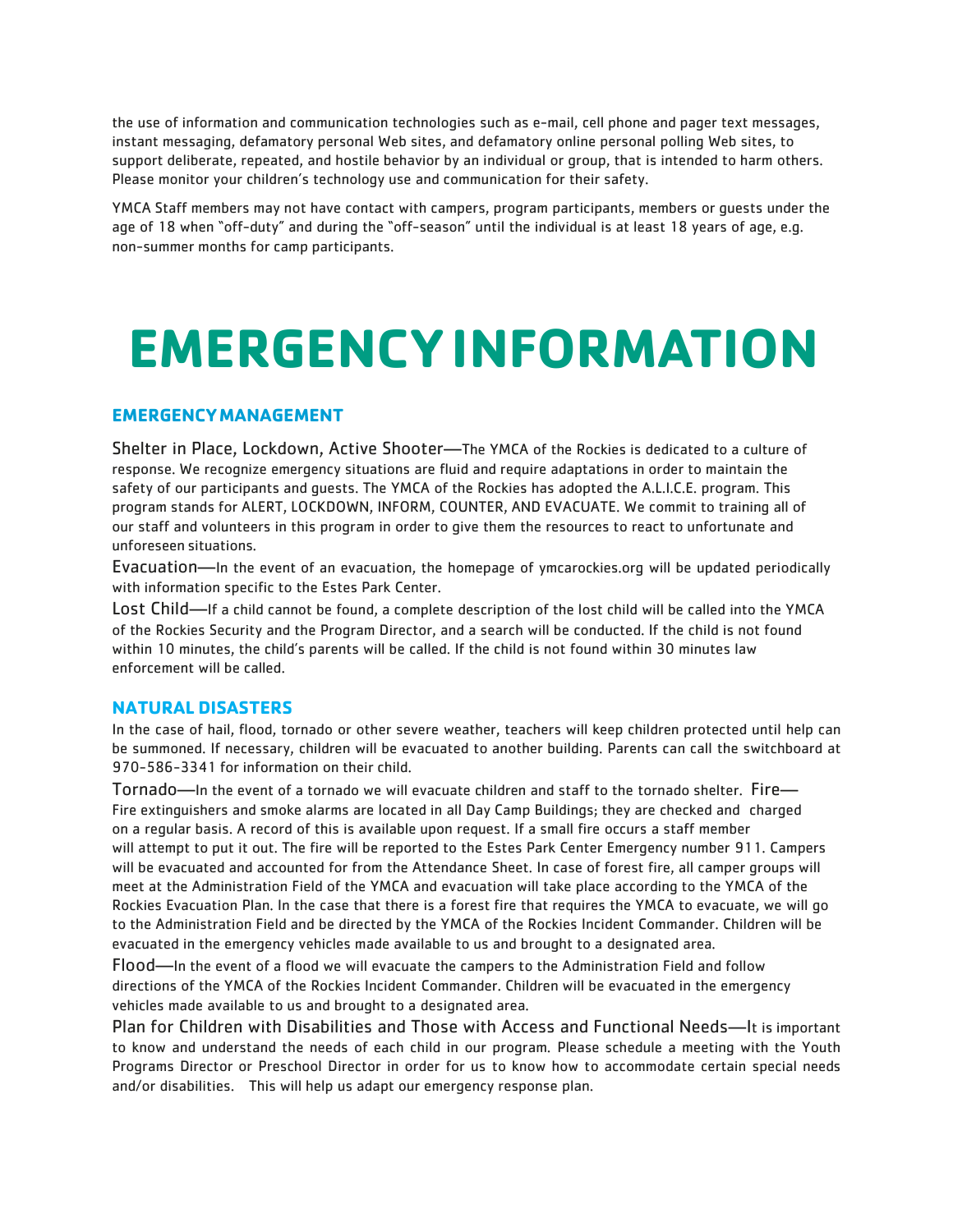the use of information and communication technologies such as e-mail, cell phone and pager text messages, instant messaging, defamatory personal Web sites, and defamatory online personal polling Web sites, to support deliberate, repeated, and hostile behavior by an individual or group, that is intended to harm others. Please monitor your children's technology use and communication for their safety.

YMCA Staff members may not have contact with campers, program participants, members or guests under the age of 18 when "off-duty" and during the "off-season" until the individual is at least 18 years of age, e.g. non-summer months for camp participants.

# EMERGENCY INFORMATION

## EMERGENCY MANAGEMENT

Shelter in Place, Lockdown, Active Shooter—The YMCA of the Rockies is dedicated to a culture of response. We recognize emergency situations are fluid and require adaptations in order to maintain the safety of our participants and guests. The YMCA of the Rockies has adopted the A.L.I.C.E. program. This program stands for ALERT, LOCKDOWN, INFORM, COUNTER, AND EVACUATE. We commit to training all of our staff and volunteers in this program in order to give them the resources to react to unfortunate and unforeseen situations.

Evacuation—In the event of an evacuation, the homepage of ymcarockies.org will be updated periodically with information specific to the Estes Park Center.

Lost Child—If a child cannot be found, a complete description of the lost child will be called into the YMCA of the Rockies Security and the Program Director, and a search will be conducted. If the child is not found within 10 minutes, the child's parents will be called. If the child is not found within 30 minutes law enforcement will be called.

## NATURAL DISASTERS

In the case of hail, flood, tornado or other severe weather, teachers will keep children protected until help can be summoned. If necessary, children will be evacuated to another building. Parents can call the switchboard at 970-586-3341 for information on their child.

Tornado—In the event of a tornado we will evacuate children and staff to the tornado shelter. Fire—Fire extinguishers and smoke alarms are located in all Day Camp Buildings; they are checked and charged on a regular basis. A record of this is available upon request. If a small fire occurs a staff member will attempt to put it out. The fire will be reported to the Estes Park Center Emergency number 911. Campers will be evacuated and accounted for from the Attendance Sheet. In case of forest fire, all camper groups will meet at the Administration Field of the YMCA and evacuation will take place according to the YMCA of the Rockies Evacuation Plan. In the case that there is a forest fire that requires the YMCA to evacuate, we will go to the Administration Field and be directed by the YMCA of the Rockies Incident Commander. Children will be evacuated in the emergency vehicles made available to us and brought to a designated area.

Flood—In the event of a flood we will evacuate the campers to the Administration Field and follow directions of the YMCA of the Rockies Incident Commander. Children will be evacuated in the emergency vehicles made available to us and brought to a designated area.

Plan for Children with Disabilities and Those with Access and Functional Needs—It is important to know and understand the needs of each child in our program. Please schedule a meeting with the Youth Programs Director or Preschool Director in order for us to know how to accommodate certain special needs and/or disabilities. This will help us adapt our emergency response plan.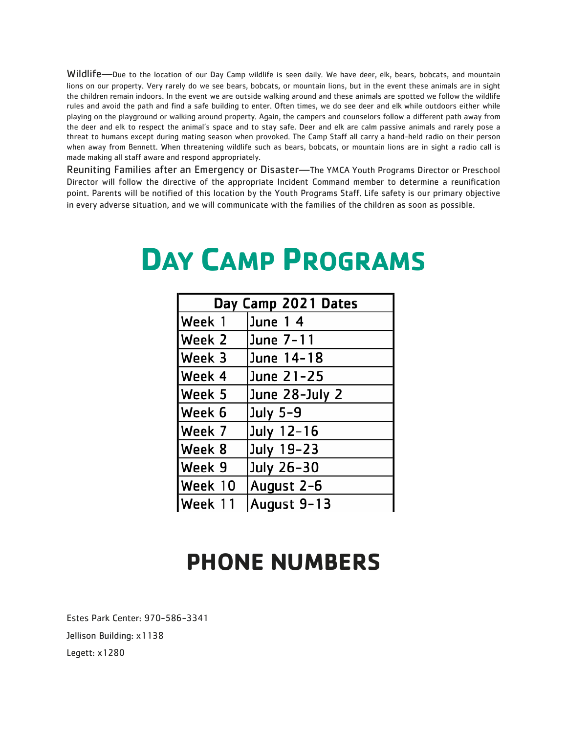**Wildlife**—Due to the location of our Day Camp wildlife is seen daily. We have deer, elk, bears, bobcats, and mountain lions on our property. Very rarely do we see bears, bobcats, or mountain lions, but in the event these animals are in sight the children remain indoors. In the event we are outside walking around and these animals are spotted we follow the wildlife rules and avoid the path and find a safe building to enter. Often times, we do see deer and elk while outdoors either while playing on the playground or walking around property. Again, the campers and counselors follow a different path away from the deer and elk to respect the animal's space and to stay safe. Deer and elk are calm passive animals and rarely pose a threat to humans except during mating season when provoked. The Camp Staff all carry a hand-held radio on their person when away from Bennett. When threatening wildlife such as bears, bobcats, or mountain lions are in sight a radio call is made making all staff aware and respond appropriately.

**Reuniting Families after an Emergency or Disaster**—The YMCA Youth Programs Director or Preschool Director will follow the directive of the appropriate Incident Command member to determine a reunification point. Parents will be notified of this location by the Youth Programs Staff. Life safety is our primary objective in every adverse situation, and we will communicate with the families of the children as soon as possible.

# Day Camp Programs

| Day Camp 2021 Dates | |
|---|---|
| Week 1 | June 1 4 |
| Week 2 | June 7-11 |
| Week 3 | June 14-18 |
| Week 4 | June 21-25 |
| Week 5 | June 28-July 2 |
| Week 6 | July 5-9 |
| Week 7 | July 12-16 |
| Week 8 | July 19-23 |
| Week 9 | July 26-30 |
| Week 10 | August 2-6 |
| Week 11 | August 9-13 |

# PHONE NUMBERS

Estes Park Center: 970-586-3341

Jellison Building: x1138

Legett: x1280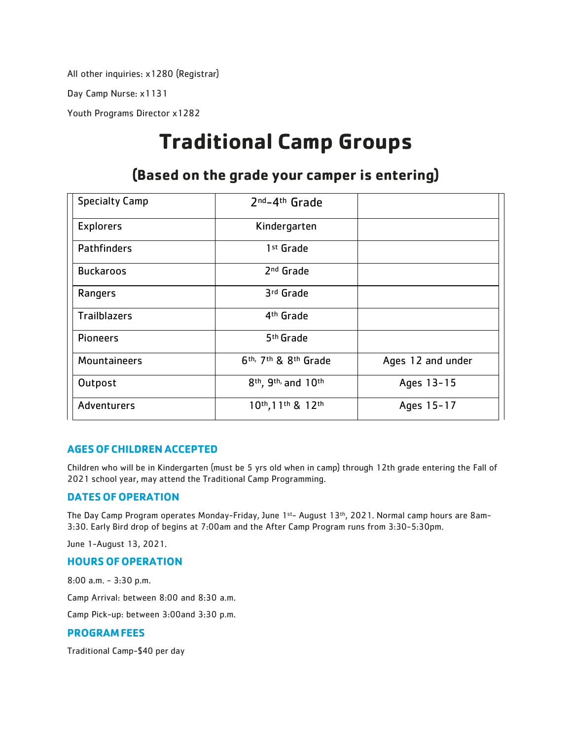All other inquiries: x1280 (Registrar)

Day Camp Nurse: x1131

Youth Programs Director x1282

# Traditional Camp Groups

## (Based on the grade your camper is entering)

| Specialty Camp | 2nd-4th Grade | |
|---|---|---|
| Explorers | Kindergarten | |
| Pathfinders | 1st Grade | |
| Buckaroos | 2nd Grade | |
| Rangers | 3rd Grade | |
| Trailblazers | 4th Grade | |
| Pioneers | 5th Grade | |
| Mountaineers | 6th, 7th & 8th Grade | Ages 12 and under |
| Outpost | 8th, 9th, and 10th | Ages 13-15 |
| Adventurers | 10th,11th & 12th | Ages 15-17 |

### AGES OF CHILDREN ACCEPTED

Children who will be in Kindergarten (must be 5 yrs old when in camp) through 12th grade entering the Fall of 2021 school year, may attend the Traditional Camp Programming.

### DATES OF OPERATION

The Day Camp Program operates Monday-Friday, June 1st- August 13th, 2021. Normal camp hours are 8am-3:30. Early Bird drop of begins at 7:00am and the After Camp Program runs from 3:30-5:30pm.

June 1-August 13, 2021.

### HOURS OF OPERATION

8:00 a.m. - 3:30 p.m.

Camp Arrival: between 8:00 and 8:30 a.m.

Camp Pick-up: between 3:00and 3:30 p.m.

### PROGRAM FEES

Traditional Camp-$40 per day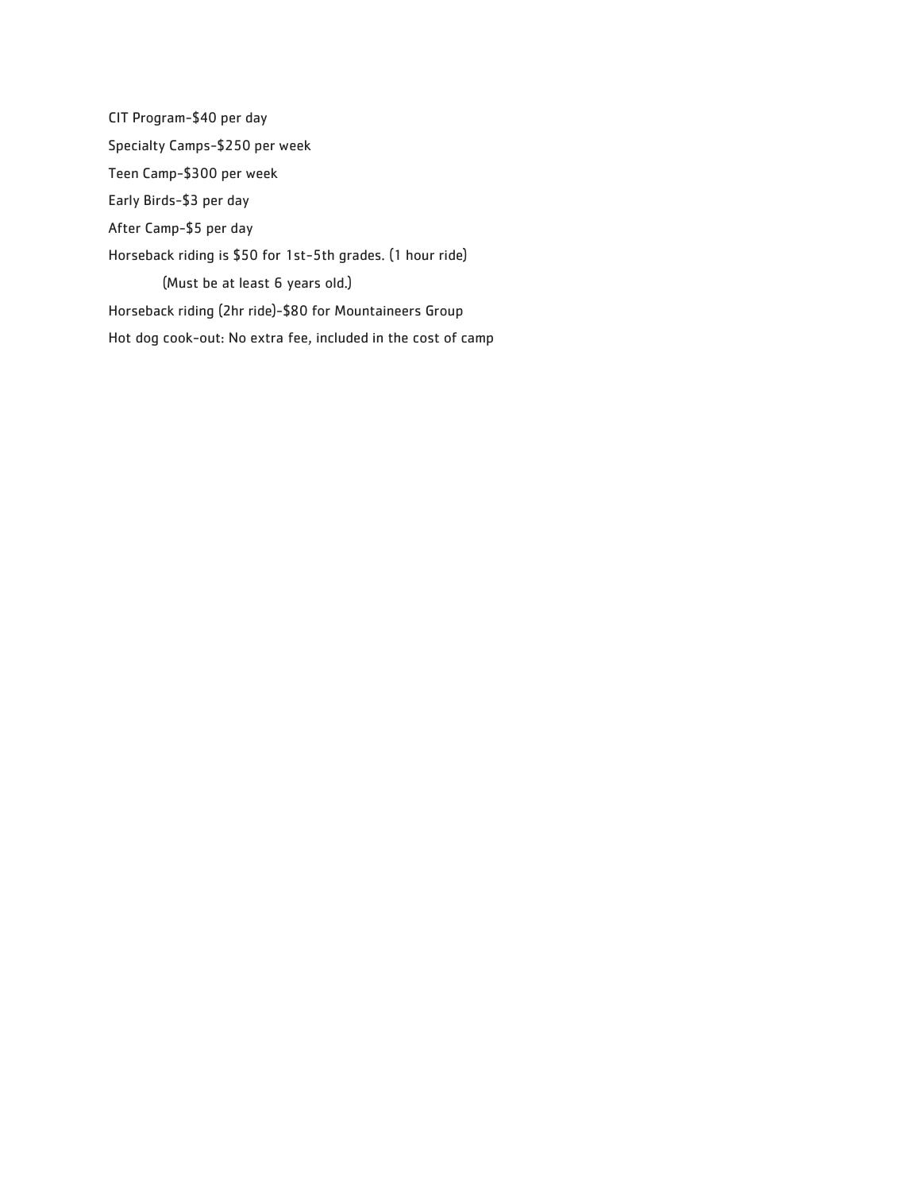CIT Program-$40 per day

Specialty Camps-$250 per week

Teen Camp-$300 per week

Early Birds-$3 per day

After Camp-$5 per day

Horseback riding is $50 for 1st-5th grades. (1 hour ride)

(Must be at least 6 years old.)

Horseback riding (2hr ride)-$80 for Mountaineers Group

Hot dog cook-out: No extra fee, included in the cost of camp